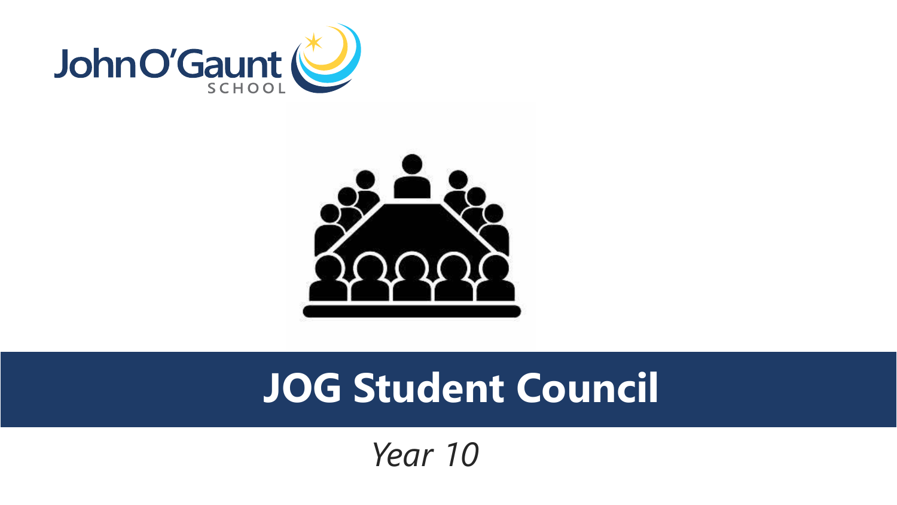John O'Gaunt SCHOOL

# JOG Student Council

*Year 10*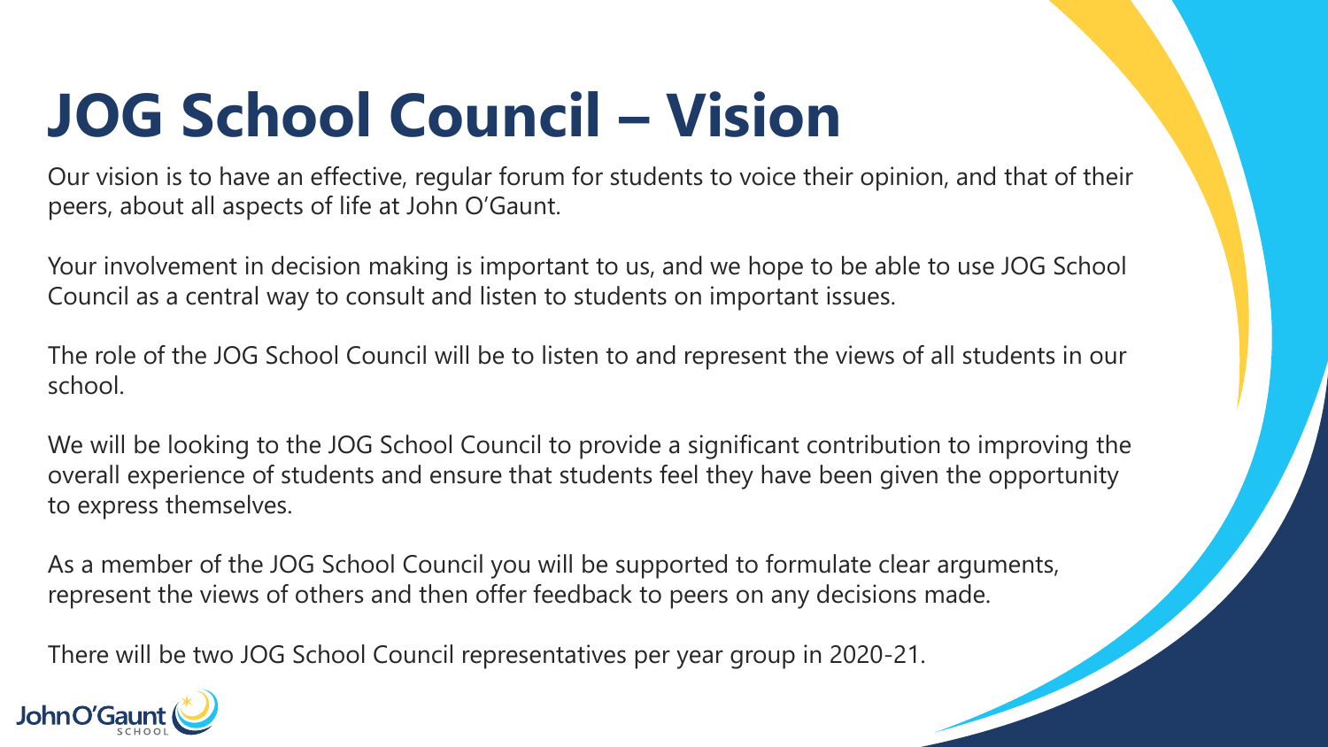# JOG School Council – Vision

Our vision is to have an effective, regular forum for students to voice their opinion, and that of their peers, about all aspects of life at John O'Gaunt.

Your involvement in decision making is important to us, and we hope to be able to use JOG School Council as a central way to consult and listen to students on important issues.

The role of the JOG School Council will be to listen to and represent the views of all students in our school.

We will be looking to the JOG School Council to provide a significant contribution to improving the overall experience of students and ensure that students feel they have been given the opportunity to express themselves.

As a member of the JOG School Council you will be supported to formulate clear arguments, represent the views of others and then offer feedback to peers on any decisions made.

There will be two JOG School Council representatives per year group in 2020-21.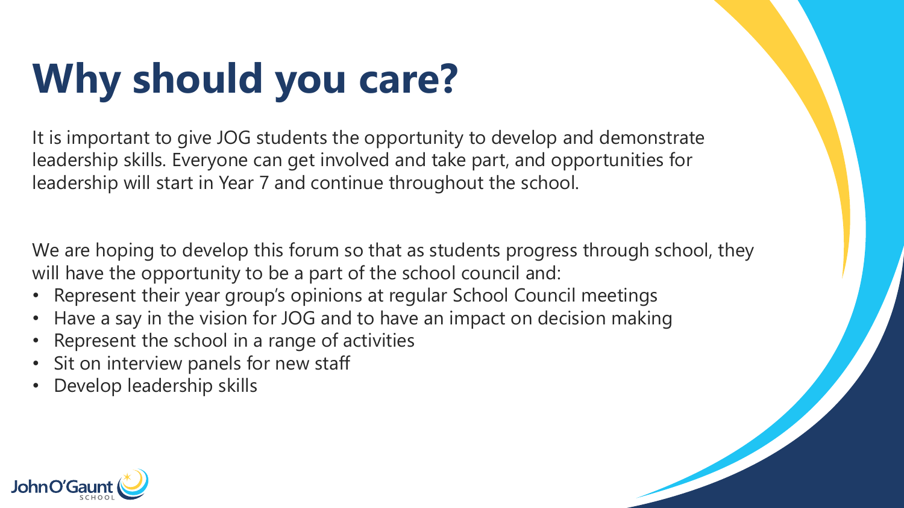# Why should you care?

It is important to give JOG students the opportunity to develop and demonstrate leadership skills. Everyone can get involved and take part, and opportunities for leadership will start in Year 7 and continue throughout the school.

We are hoping to develop this forum so that as students progress through school, they will have the opportunity to be a part of the school council and:

- Represent their year group's opinions at regular School Council meetings
- Have a say in the vision for JOG and to have an impact on decision making
- Represent the school in a range of activities
- Sit on interview panels for new staff
- Develop leadership skills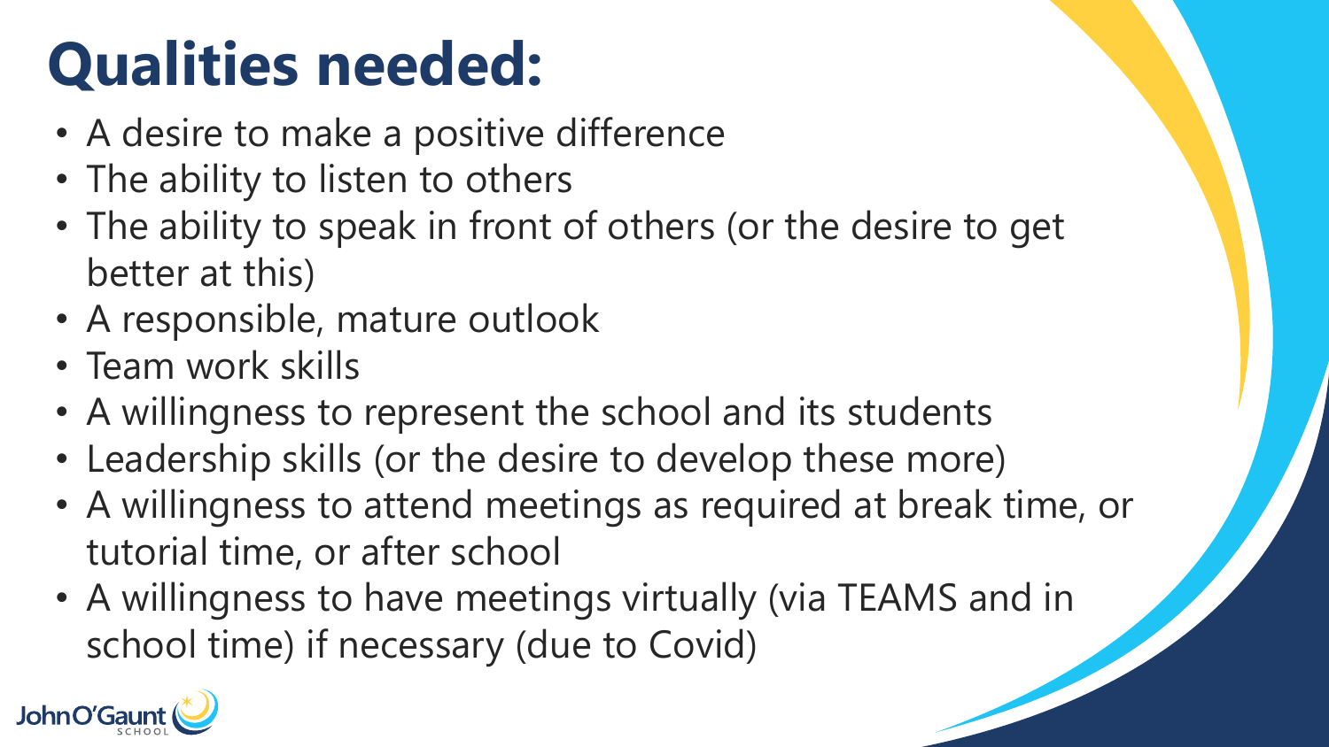# Qualities needed:

- A desire to make a positive difference
- The ability to listen to others
- The ability to speak in front of others (or the desire to get better at this)
- A responsible, mature outlook
- Team work skills
- A willingness to represent the school and its students
- Leadership skills (or the desire to develop these more)
- A willingness to attend meetings as required at break time, or tutorial time, or after school
- A willingness to have meetings virtually (via TEAMS and in school time) if necessary (due to Covid)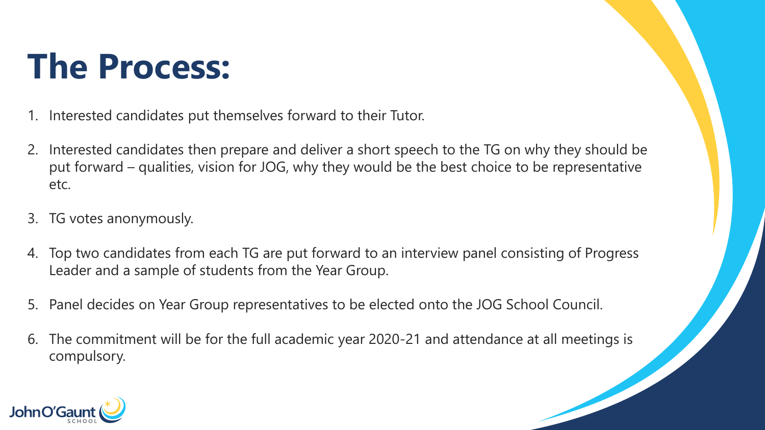# The Process:

1. Interested candidates put themselves forward to their Tutor.
2. Interested candidates then prepare and deliver a short speech to the TG on why they should be put forward – qualities, vision for JOG, why they would be the best choice to be representative etc.
3. TG votes anonymously.
4. Top two candidates from each TG are put forward to an interview panel consisting of Progress Leader and a sample of students from the Year Group.
5. Panel decides on Year Group representatives to be elected onto the JOG School Council.
6. The commitment will be for the full academic year 2020-21 and attendance at all meetings is compulsory.

John O'Gaunt SCHOOL